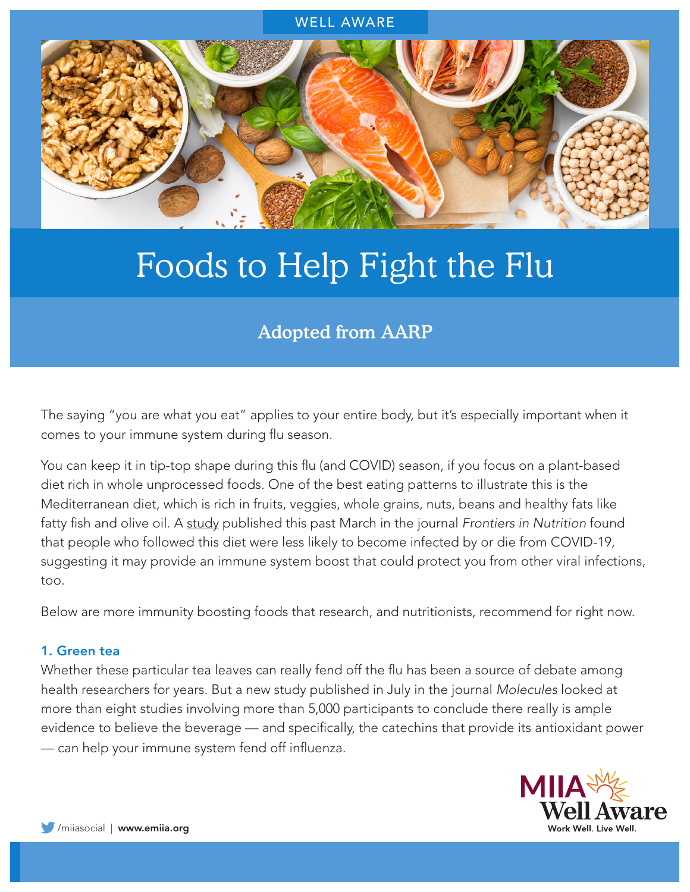WELL AWARE

# Foods to Help Fight the Flu

## Adopted from AARP

The saying "you are what you eat" applies to your entire body, but it's especially important when it comes to your immune system during flu season.

You can keep it in tip-top shape during this flu (and COVID) season, if you focus on a plant-based diet rich in whole unprocessed foods. One of the best eating patterns to illustrate this is the Mediterranean diet, which is rich in fruits, veggies, whole grains, nuts, beans and healthy fats like fatty fish and olive oil. A study published this past March in the journal *Frontiers in Nutrition* found that people who followed this diet were less likely to become infected by or die from COVID-19, suggesting it may provide an immune system boost that could protect you from other viral infections, too.

Below are more immunity boosting foods that research, and nutritionists, recommend for right now.

### 1. Green tea

Whether these particular tea leaves can really fend off the flu has been a source of debate among health researchers for years. But a new study published in July in the journal *Molecules* looked at more than eight studies involving more than 5,000 participants to conclude there really is ample evidence to believe the beverage — and specifically, the catechins that provide its antioxidant power — can help your immune system fend off influenza.

MIIA Well Aware
Work Well. Live Well.

/miiasocial | **www.emiia.org**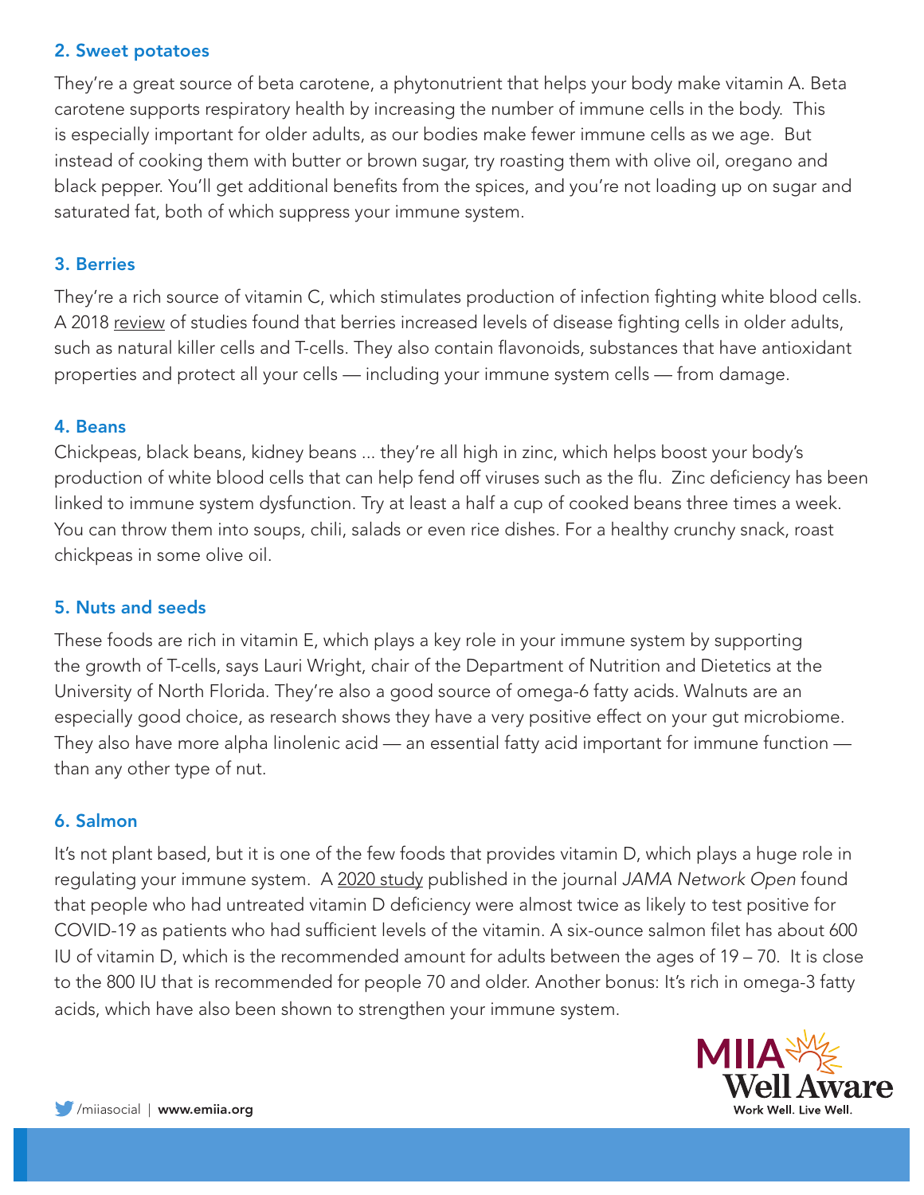### 2. Sweet potatoes

They're a great source of beta carotene, a phytonutrient that helps your body make vitamin A. Beta carotene supports respiratory health by increasing the number of immune cells in the body. This is especially important for older adults, as our bodies make fewer immune cells as we age. But instead of cooking them with butter or brown sugar, try roasting them with olive oil, oregano and black pepper. You'll get additional benefits from the spices, and you're not loading up on sugar and saturated fat, both of which suppress your immune system.

### 3. Berries

They're a rich source of vitamin C, which stimulates production of infection fighting white blood cells. A 2018 review of studies found that berries increased levels of disease fighting cells in older adults, such as natural killer cells and T-cells. They also contain flavonoids, substances that have antioxidant properties and protect all your cells — including your immune system cells — from damage.

### 4. Beans

Chickpeas, black beans, kidney beans ... they're all high in zinc, which helps boost your body's production of white blood cells that can help fend off viruses such as the flu. Zinc deficiency has been linked to immune system dysfunction. Try at least a half a cup of cooked beans three times a week. You can throw them into soups, chili, salads or even rice dishes. For a healthy crunchy snack, roast chickpeas in some olive oil.

### 5. Nuts and seeds

These foods are rich in vitamin E, which plays a key role in your immune system by supporting the growth of T-cells, says Lauri Wright, chair of the Department of Nutrition and Dietetics at the University of North Florida. They're also a good source of omega-6 fatty acids. Walnuts are an especially good choice, as research shows they have a very positive effect on your gut microbiome. They also have more alpha linolenic acid — an essential fatty acid important for immune function — than any other type of nut.

### 6. Salmon

It's not plant based, but it is one of the few foods that provides vitamin D, which plays a huge role in regulating your immune system. A 2020 study published in the journal *JAMA Network Open* found that people who had untreated vitamin D deficiency were almost twice as likely to test positive for COVID-19 as patients who had sufficient levels of the vitamin. A six-ounce salmon filet has about 600 IU of vitamin D, which is the recommended amount for adults between the ages of 19 – 70. It is close to the 800 IU that is recommended for people 70 and older. Another bonus: It's rich in omega-3 fatty acids, which have also been shown to strengthen your immune system.

/miiasocial | **www.emiia.org**

MIIA Well Aware
Work Well. Live Well.